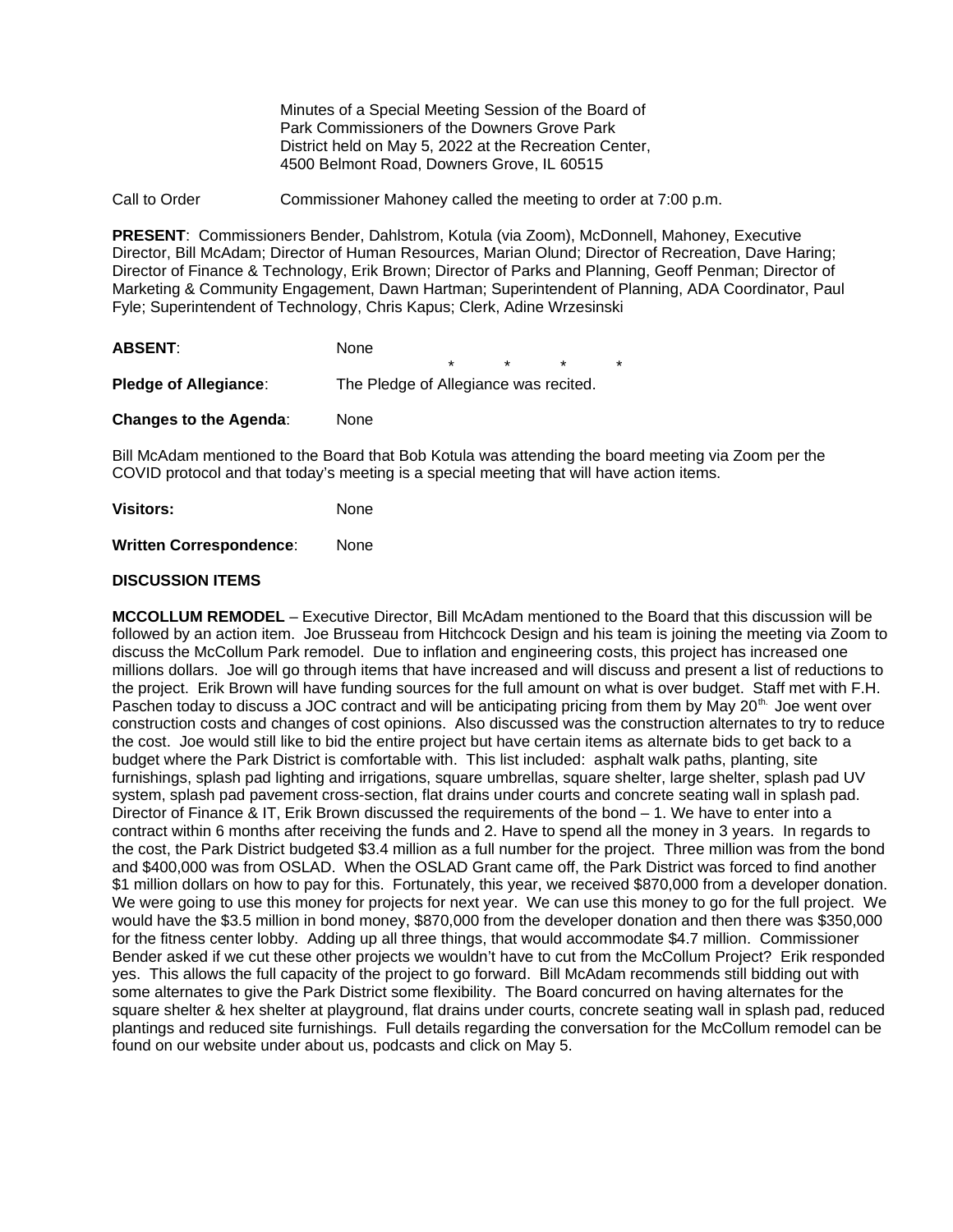Minutes of a Special Meeting Session of the Board of Park Commissioners of the Downers Grove Park District held on May 5, 2022 at the Recreation Center, 4500 Belmont Road, Downers Grove, IL 60515

Call to Order Commissioner Mahoney called the meeting to order at 7:00 p.m.

**PRESENT**: Commissioners Bender, Dahlstrom, Kotula (via Zoom), McDonnell, Mahoney, Executive Director, Bill McAdam; Director of Human Resources, Marian Olund; Director of Recreation, Dave Haring; Director of Finance & Technology, Erik Brown; Director of Parks and Planning, Geoff Penman; Director of Marketing & Community Engagement, Dawn Hartman; Superintendent of Planning, ADA Coordinator, Paul Fyle; Superintendent of Technology, Chris Kapus; Clerk, Adine Wrzesinski

**ABSENT**: None

\* \* \* \*

**Pledge of Allegiance**: The Pledge of Allegiance was recited.

**Changes to the Agenda**: None

Bill McAdam mentioned to the Board that Bob Kotula was attending the board meeting via Zoom per the COVID protocol and that today's meeting is a special meeting that will have action items.

**Visitors:** None

**Written Correspondence**: None

**DISCUSSION ITEMS**

**MCCOLLUM REMODEL** – Executive Director, Bill McAdam mentioned to the Board that this discussion will be followed by an action item. Joe Brusseau from Hitchcock Design and his team is joining the meeting via Zoom to discuss the McCollum Park remodel. Due to inflation and engineering costs, this project has increased one millions dollars. Joe will go through items that have increased and will discuss and present a list of reductions to the project. Erik Brown will have funding sources for the full amount on what is over budget. Staff met with F.H. Paschen today to discuss a JOC contract and will be anticipating pricing from them by May 20th. Joe went over construction costs and changes of cost opinions. Also discussed was the construction alternates to try to reduce the cost. Joe would still like to bid the entire project but have certain items as alternate bids to get back to a budget where the Park District is comfortable with. This list included: asphalt walk paths, planting, site furnishings, splash pad lighting and irrigations, square umbrellas, square shelter, large shelter, splash pad UV system, splash pad pavement cross-section, flat drains under courts and concrete seating wall in splash pad. Director of Finance & IT, Erik Brown discussed the requirements of the bond – 1. We have to enter into a contract within 6 months after receiving the funds and 2. Have to spend all the money in 3 years. In regards to the cost, the Park District budgeted $3.4 million as a full number for the project. Three million was from the bond and $400,000 was from OSLAD. When the OSLAD Grant came off, the Park District was forced to find another $1 million dollars on how to pay for this. Fortunately, this year, we received $870,000 from a developer donation. We were going to use this money for projects for next year. We can use this money to go for the full project. We would have the $3.5 million in bond money, $870,000 from the developer donation and then there was $350,000 for the fitness center lobby. Adding up all three things, that would accommodate $4.7 million. Commissioner Bender asked if we cut these other projects we wouldn't have to cut from the McCollum Project? Erik responded yes. This allows the full capacity of the project to go forward. Bill McAdam recommends still bidding out with some alternates to give the Park District some flexibility. The Board concurred on having alternates for the square shelter & hex shelter at playground, flat drains under courts, concrete seating wall in splash pad, reduced plantings and reduced site furnishings. Full details regarding the conversation for the McCollum remodel can be found on our website under about us, podcasts and click on May 5.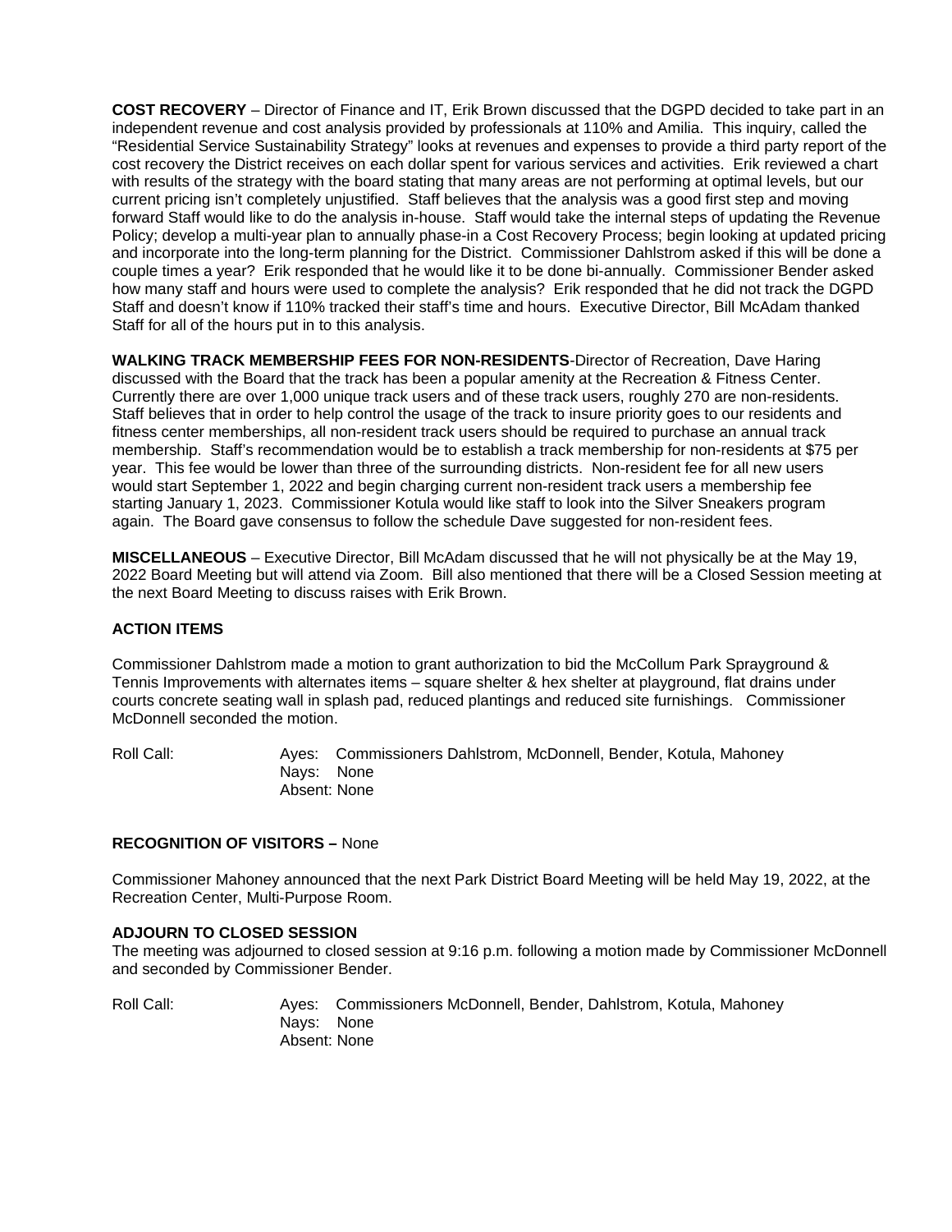**COST RECOVERY** – Director of Finance and IT, Erik Brown discussed that the DGPD decided to take part in an independent revenue and cost analysis provided by professionals at 110% and Amilia. This inquiry, called the "Residential Service Sustainability Strategy" looks at revenues and expenses to provide a third party report of the cost recovery the District receives on each dollar spent for various services and activities. Erik reviewed a chart with results of the strategy with the board stating that many areas are not performing at optimal levels, but our current pricing isn't completely unjustified. Staff believes that the analysis was a good first step and moving forward Staff would like to do the analysis in-house. Staff would take the internal steps of updating the Revenue Policy; develop a multi-year plan to annually phase-in a Cost Recovery Process; begin looking at updated pricing and incorporate into the long-term planning for the District. Commissioner Dahlstrom asked if this will be done a couple times a year? Erik responded that he would like it to be done bi-annually. Commissioner Bender asked how many staff and hours were used to complete the analysis? Erik responded that he did not track the DGPD Staff and doesn't know if 110% tracked their staff's time and hours. Executive Director, Bill McAdam thanked Staff for all of the hours put in to this analysis.

**WALKING TRACK MEMBERSHIP FEES FOR NON-RESIDENTS**-Director of Recreation, Dave Haring discussed with the Board that the track has been a popular amenity at the Recreation & Fitness Center. Currently there are over 1,000 unique track users and of these track users, roughly 270 are non-residents. Staff believes that in order to help control the usage of the track to insure priority goes to our residents and fitness center memberships, all non-resident track users should be required to purchase an annual track membership. Staff's recommendation would be to establish a track membership for non-residents at $75 per year. This fee would be lower than three of the surrounding districts. Non-resident fee for all new users would start September 1, 2022 and begin charging current non-resident track users a membership fee starting January 1, 2023. Commissioner Kotula would like staff to look into the Silver Sneakers program again. The Board gave consensus to follow the schedule Dave suggested for non-resident fees.

**MISCELLANEOUS** – Executive Director, Bill McAdam discussed that he will not physically be at the May 19, 2022 Board Meeting but will attend via Zoom. Bill also mentioned that there will be a Closed Session meeting at the next Board Meeting to discuss raises with Erik Brown.

**ACTION ITEMS**

Commissioner Dahlstrom made a motion to grant authorization to bid the McCollum Park Sprayground & Tennis Improvements with alternates items – square shelter & hex shelter at playground, flat drains under courts concrete seating wall in splash pad, reduced plantings and reduced site furnishings. Commissioner McDonnell seconded the motion.

Roll Call: Ayes: Commissioners Dahlstrom, McDonnell, Bender, Kotula, Mahoney
Nays: None
Absent: None

**RECOGNITION OF VISITORS –** None

Commissioner Mahoney announced that the next Park District Board Meeting will be held May 19, 2022, at the Recreation Center, Multi-Purpose Room.

**ADJOURN TO CLOSED SESSION**

The meeting was adjourned to closed session at 9:16 p.m. following a motion made by Commissioner McDonnell and seconded by Commissioner Bender.

Roll Call: Ayes: Commissioners McDonnell, Bender, Dahlstrom, Kotula, Mahoney
Nays: None
Absent: None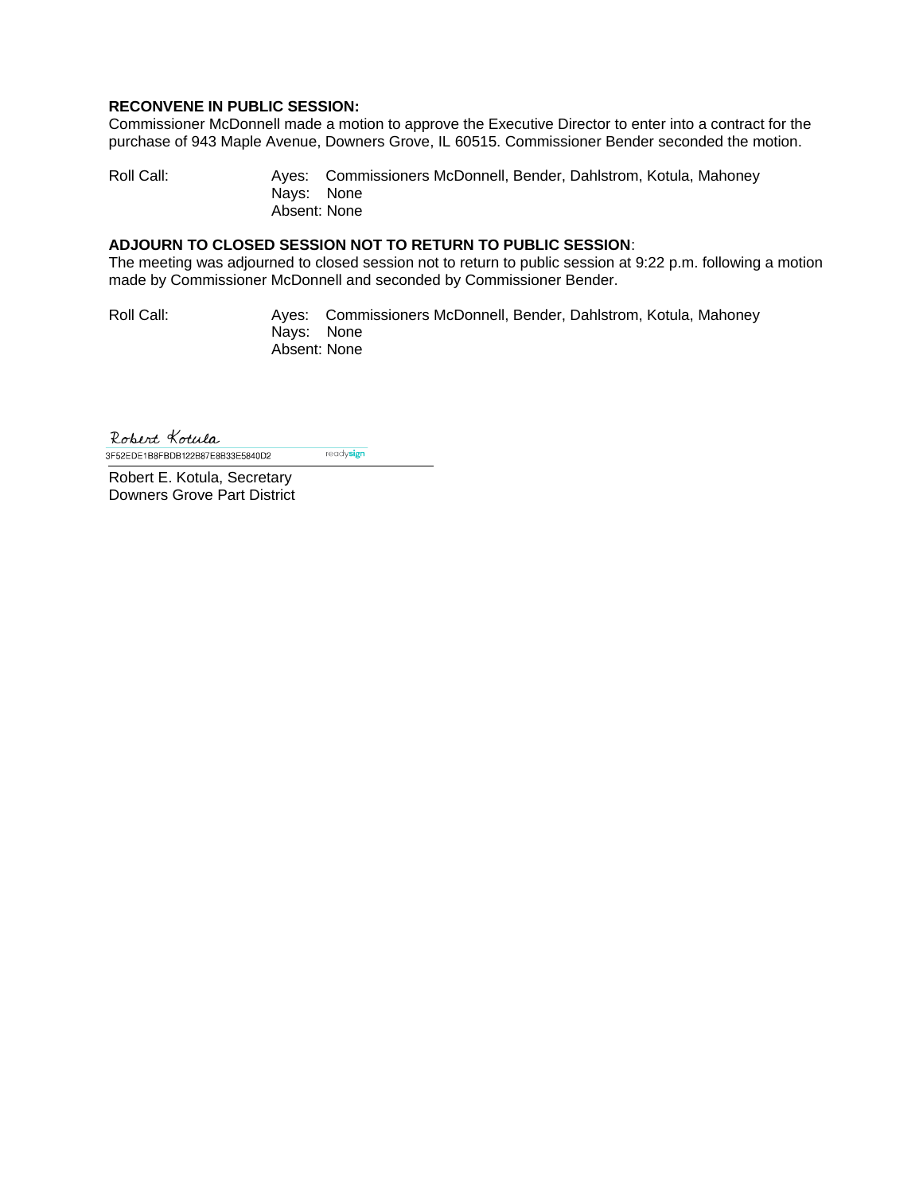**RECONVENE IN PUBLIC SESSION:**
Commissioner McDonnell made a motion to approve the Executive Director to enter into a contract for the purchase of 943 Maple Avenue, Downers Grove, IL 60515. Commissioner Bender seconded the motion.

Roll Call: Ayes: Commissioners McDonnell, Bender, Dahlstrom, Kotula, Mahoney
Nays: None
Absent: None

**ADJOURN TO CLOSED SESSION NOT TO RETURN TO PUBLIC SESSION**:
The meeting was adjourned to closed session not to return to public session at 9:22 p.m. following a motion made by Commissioner McDonnell and seconded by Commissioner Bender.

Roll Call: Ayes: Commissioners McDonnell, Bender, Dahlstrom, Kotula, Mahoney
Nays: None
Absent: None

Robert Kotula
3F52EDE1B8FBDB122B87E8B33E5840D2 readysign

Robert E. Kotula, Secretary
Downers Grove Part District